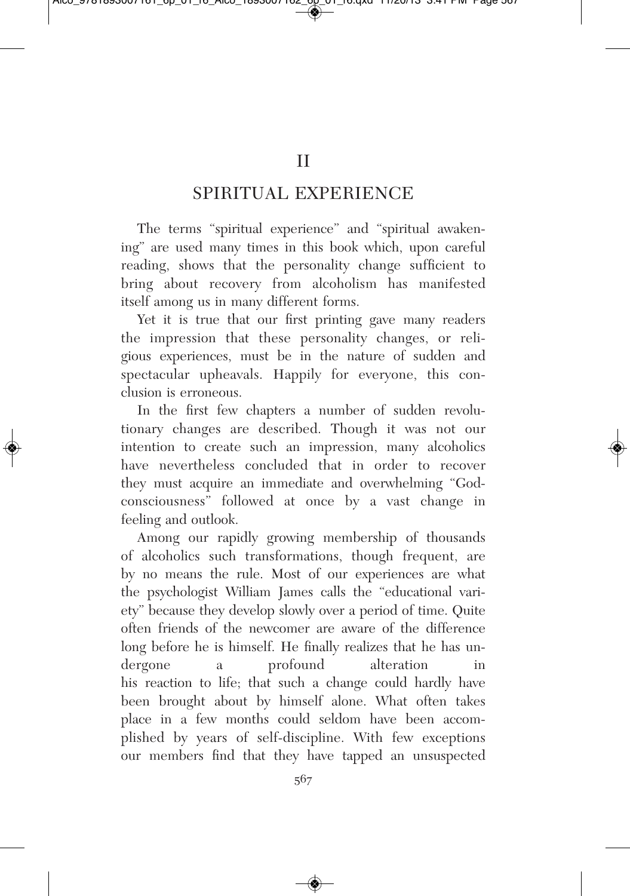# II

## SPIRITUAL EXPERIENCE

The terms "spiritual experience" and "spiritual awakening" are used many times in this book which, upon careful reading, shows that the personality change sufficient to bring about recovery from alcoholism has manifested itself among us in many different forms.

Yet it is true that our first printing gave many readers the impression that these personality changes, or religious experiences, must be in the nature of sudden and spectacular upheavals. Happily for everyone, this conclusion is erroneous.

In the first few chapters a number of sudden revolutionary changes are described. Though it was not our intention to create such an impression, many alcoholics have nevertheless concluded that in order to recover they must acquire an immediate and overwhelming "God-consciousness" followed at once by a vast change in feeling and outlook.

Among our rapidly growing membership of thousands of alcoholics such transformations, though frequent, are by no means the rule. Most of our experiences are what the psychologist William James calls the "educational variety" because they develop slowly over a period of time. Quite often friends of the newcomer are aware of the difference long before he is himself. He finally realizes that he has undergone a profound alteration in his reaction to life; that such a change could hardly have been brought about by himself alone. What often takes place in a few months could seldom have been accomplished by years of self-discipline. With few exceptions our members find that they have tapped an unsuspected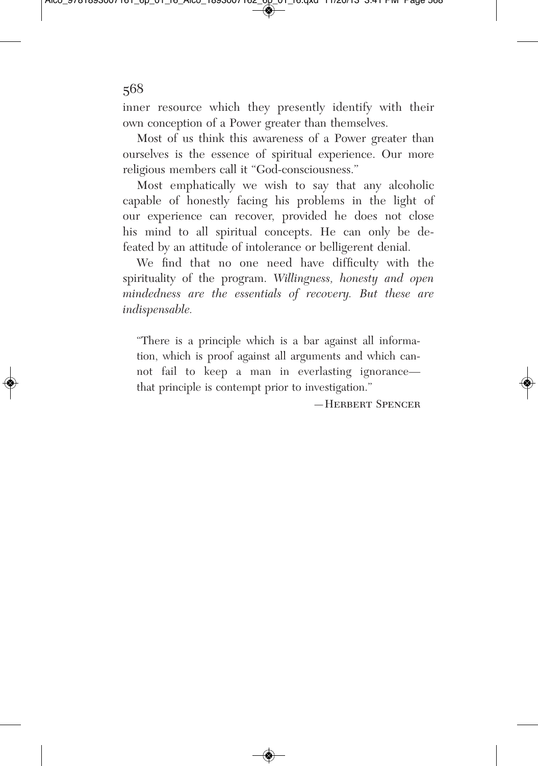inner resource which they presently identify with their own conception of a Power greater than themselves.

Most of us think this awareness of a Power greater than ourselves is the essence of spiritual experience. Our more religious members call it "God-consciousness."

Most emphatically we wish to say that any alcoholic capable of honestly facing his problems in the light of our experience can recover, provided he does not close his mind to all spiritual concepts. He can only be defeated by an attitude of intolerance or belligerent denial.

We find that no one need have difficulty with the spirituality of the program. *Willingness, honesty and open mindedness are the essentials of recovery. But these are indispensable.*

> "There is a principle which is a bar against all information, which is proof against all arguments and which cannot fail to keep a man in everlasting ignorance—that principle is contempt prior to investigation."
>
> —Herbert Spencer